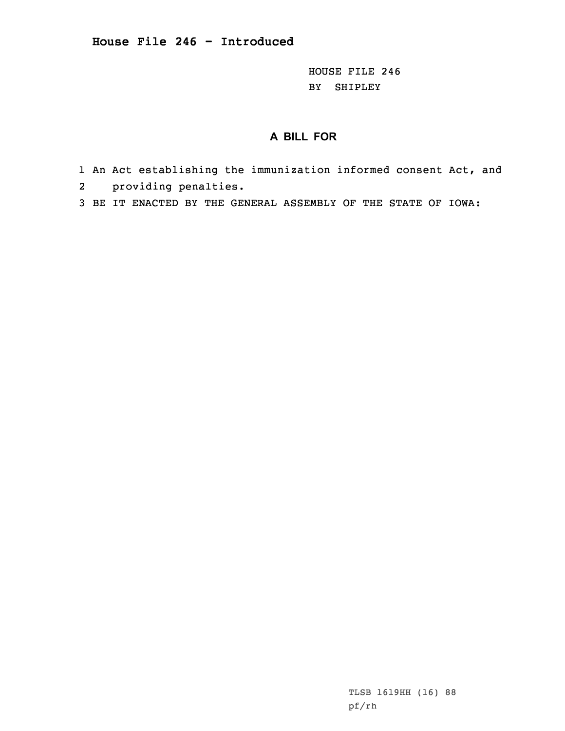**House File 246 - Introduced**

HOUSE FILE 246
BY SHIPLEY

## A BILL FOR

1 An Act establishing the immunization informed consent Act, and
2 providing penalties.
3 BE IT ENACTED BY THE GENERAL ASSEMBLY OF THE STATE OF IOWA:

TLSB 1619HH (16) 88
pf/rh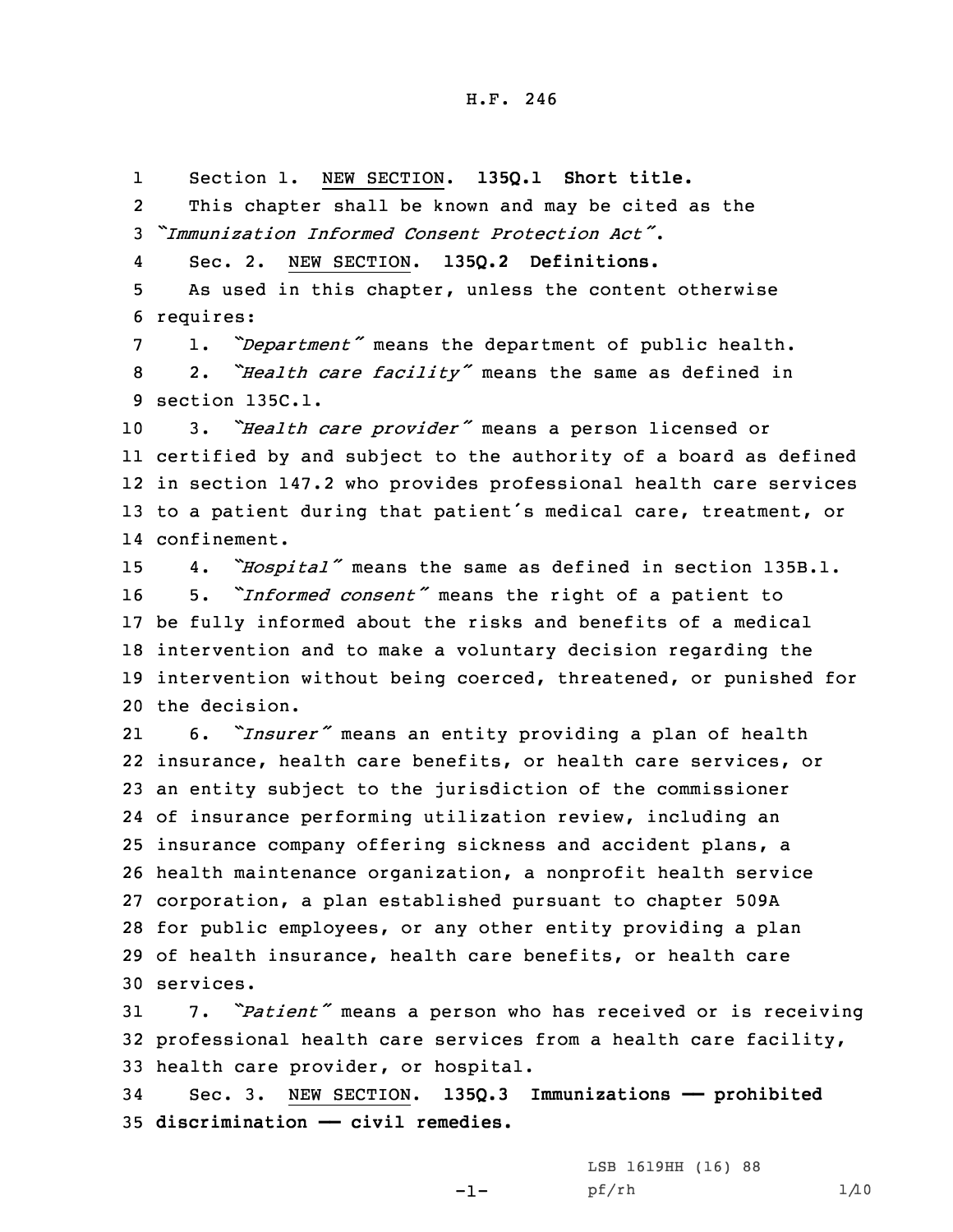Section 1. NEW SECTION. **135Q.1 Short title.**

This chapter shall be known and may be cited as the "*Immunization Informed Consent Protection Act*".

Sec. 2. NEW SECTION. **135Q.2 Definitions.**

As used in this chapter, unless the content otherwise requires:

1. "*Department*" means the department of public health.

2. "*Health care facility*" means the same as defined in section 135C.1.

3. "*Health care provider*" means a person licensed or certified by and subject to the authority of a board as defined in section 147.2 who provides professional health care services to a patient during that patient's medical care, treatment, or confinement.

4. "*Hospital*" means the same as defined in section 135B.1.

5. "*Informed consent*" means the right of a patient to be fully informed about the risks and benefits of a medical intervention and to make a voluntary decision regarding the intervention without being coerced, threatened, or punished for the decision.

6. "*Insurer*" means an entity providing a plan of health insurance, health care benefits, or health care services, or an entity subject to the jurisdiction of the commissioner of insurance performing utilization review, including an insurance company offering sickness and accident plans, a health maintenance organization, a nonprofit health service corporation, a plan established pursuant to chapter 509A for public employees, or any other entity providing a plan of health insurance, health care benefits, or health care services.

7. "*Patient*" means a person who has received or is receiving professional health care services from a health care facility, health care provider, or hospital.

Sec. 3. NEW SECTION. **135Q.3 Immunizations —— prohibited discrimination —— civil remedies.**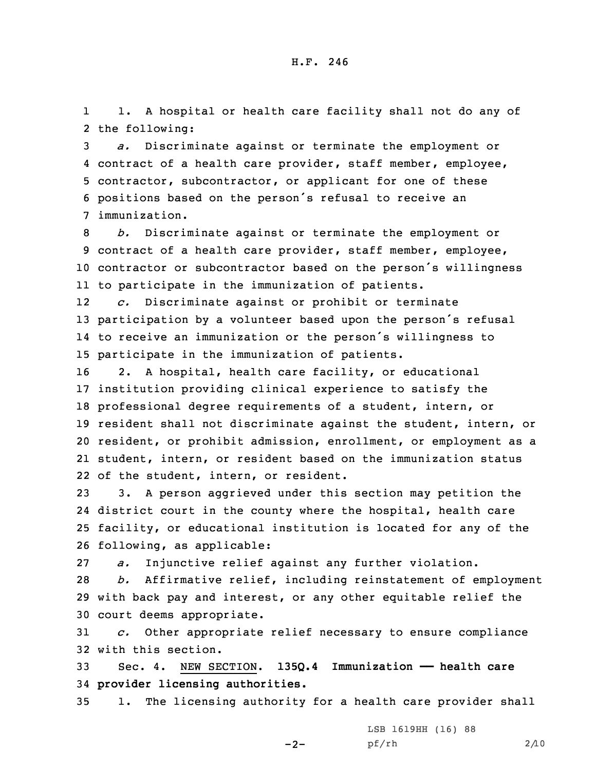1. A hospital or health care facility shall not do any of the following:

*a.* Discriminate against or terminate the employment or contract of a health care provider, staff member, employee, contractor, subcontractor, or applicant for one of these positions based on the person's refusal to receive an immunization.

*b.* Discriminate against or terminate the employment or contract of a health care provider, staff member, employee, contractor or subcontractor based on the person's willingness to participate in the immunization of patients.

*c.* Discriminate against or prohibit or terminate participation by a volunteer based upon the person's refusal to receive an immunization or the person's willingness to participate in the immunization of patients.

2. A hospital, health care facility, or educational institution providing clinical experience to satisfy the professional degree requirements of a student, intern, or resident shall not discriminate against the student, intern, or resident, or prohibit admission, enrollment, or employment as a student, intern, or resident based on the immunization status of the student, intern, or resident.

3. A person aggrieved under this section may petition the district court in the county where the hospital, health care facility, or educational institution is located for any of the following, as applicable:

*a.* Injunctive relief against any further violation.

*b.* Affirmative relief, including reinstatement of employment with back pay and interest, or any other equitable relief the court deems appropriate.

*c.* Other appropriate relief necessary to ensure compliance with this section.

Sec. 4. NEW SECTION. **135Q.4 Immunization —— health care provider licensing authorities.**

1. The licensing authority for a health care provider shall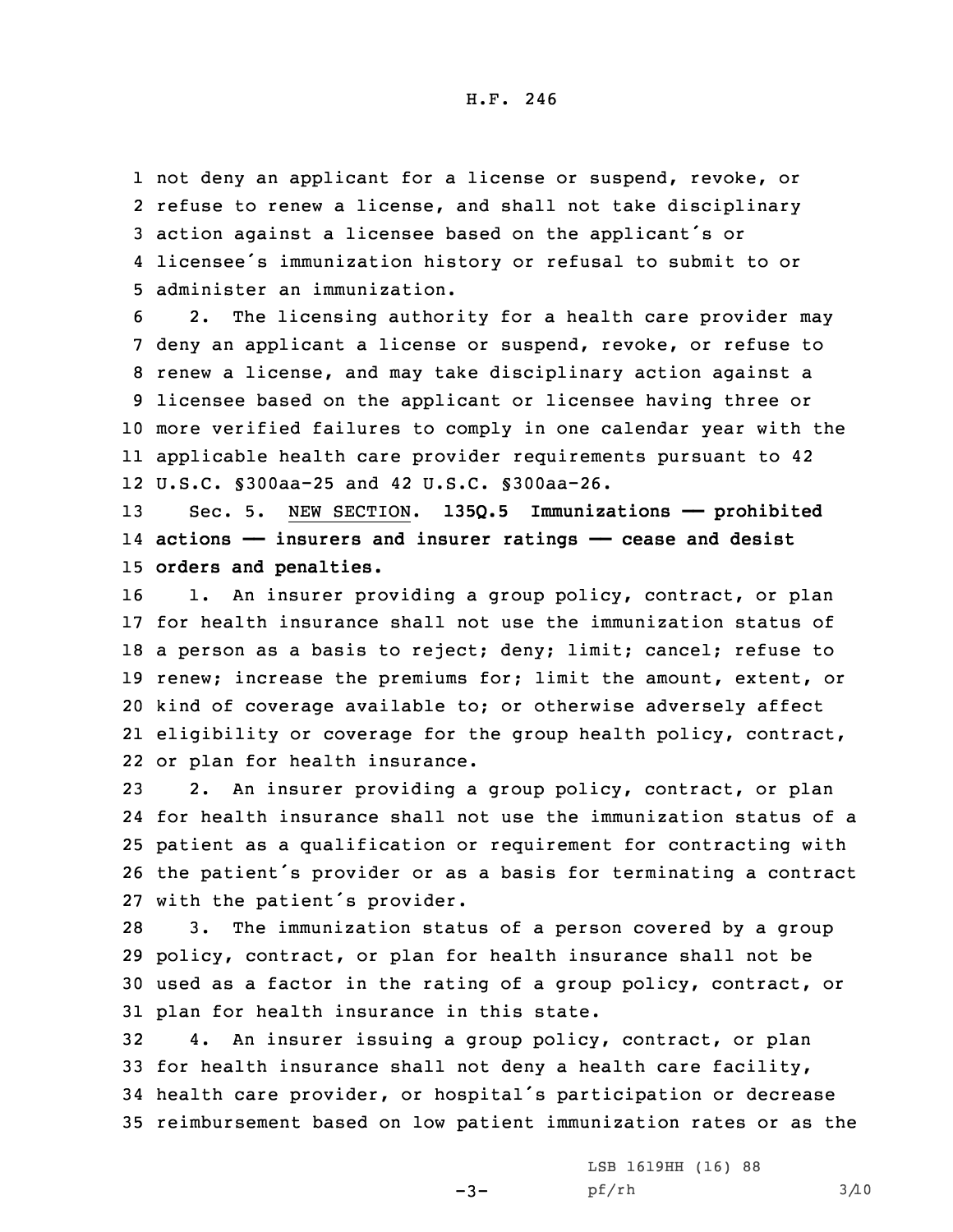not deny an applicant for a license or suspend, revoke, or refuse to renew a license, and shall not take disciplinary action against a licensee based on the applicant's or licensee's immunization history or refusal to submit to or administer an immunization.

2. The licensing authority for a health care provider may deny an applicant a license or suspend, revoke, or refuse to renew a license, and may take disciplinary action against a licensee based on the applicant or licensee having three or more verified failures to comply in one calendar year with the applicable health care provider requirements pursuant to 42 U.S.C. §300aa-25 and 42 U.S.C. §300aa-26.

Sec. 5. NEW SECTION. **135Q.5 Immunizations — prohibited actions — insurers and insurer ratings — cease and desist orders and penalties.**

1. An insurer providing a group policy, contract, or plan for health insurance shall not use the immunization status of a person as a basis to reject; deny; limit; cancel; refuse to renew; increase the premiums for; limit the amount, extent, or kind of coverage available to; or otherwise adversely affect eligibility or coverage for the group health policy, contract, or plan for health insurance.

2. An insurer providing a group policy, contract, or plan for health insurance shall not use the immunization status of a patient as a qualification or requirement for contracting with the patient's provider or as a basis for terminating a contract with the patient's provider.

3. The immunization status of a person covered by a group policy, contract, or plan for health insurance shall not be used as a factor in the rating of a group policy, contract, or plan for health insurance in this state.

4. An insurer issuing a group policy, contract, or plan for health insurance shall not deny a health care facility, health care provider, or hospital's participation or decrease reimbursement based on low patient immunization rates or as the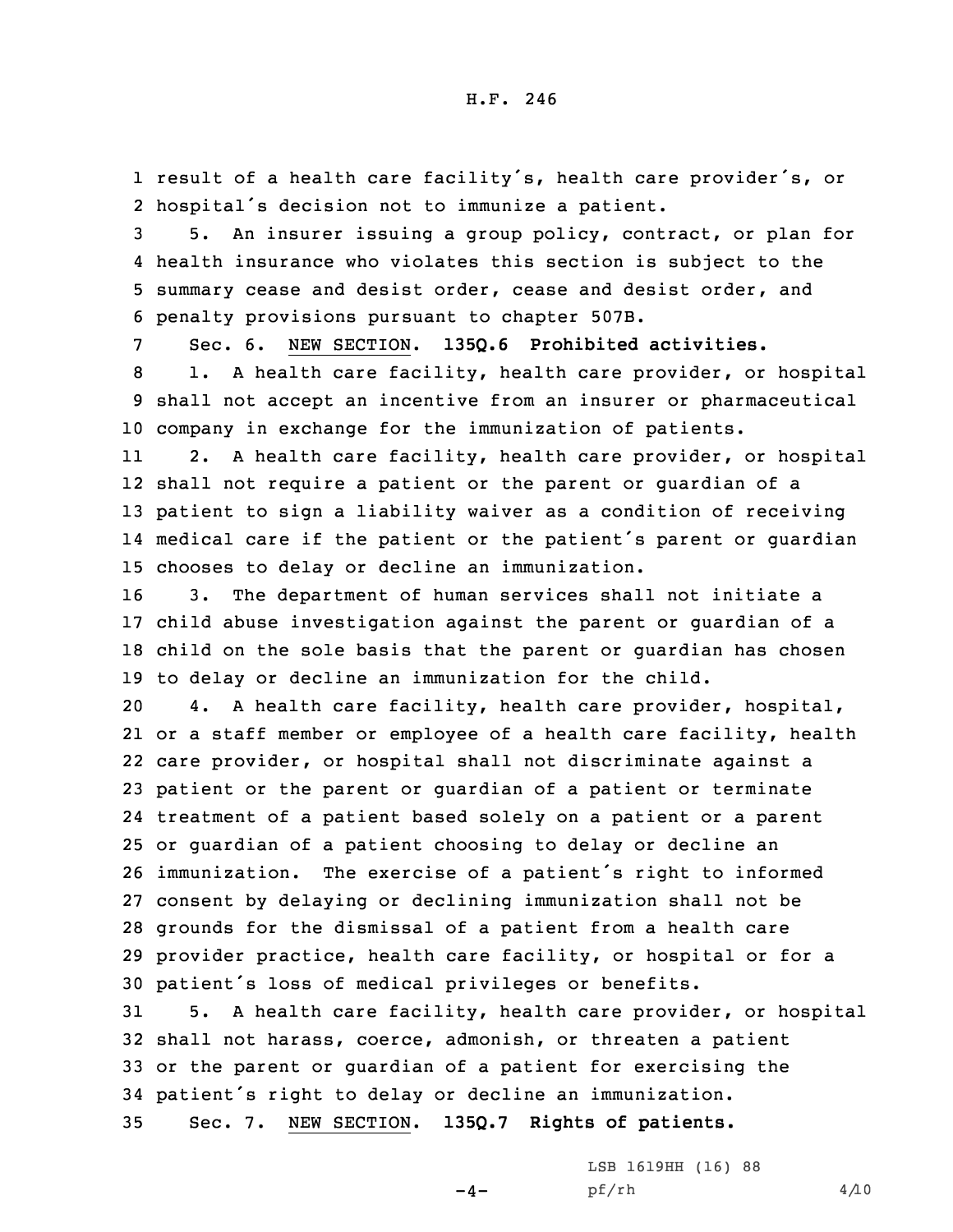result of a health care facility's, health care provider's, or hospital's decision not to immunize a patient.

5. An insurer issuing a group policy, contract, or plan for health insurance who violates this section is subject to the summary cease and desist order, cease and desist order, and penalty provisions pursuant to chapter 507B.

Sec. 6. NEW SECTION. **135Q.6 Prohibited activities.**

1. A health care facility, health care provider, or hospital shall not accept an incentive from an insurer or pharmaceutical company in exchange for the immunization of patients.

2. A health care facility, health care provider, or hospital shall not require a patient or the parent or guardian of a patient to sign a liability waiver as a condition of receiving medical care if the patient or the patient's parent or guardian chooses to delay or decline an immunization.

3. The department of human services shall not initiate a child abuse investigation against the parent or guardian of a child on the sole basis that the parent or guardian has chosen to delay or decline an immunization for the child.

4. A health care facility, health care provider, hospital, or a staff member or employee of a health care facility, health care provider, or hospital shall not discriminate against a patient or the parent or guardian of a patient or terminate treatment of a patient based solely on a patient or a parent or guardian of a patient choosing to delay or decline an immunization. The exercise of a patient's right to informed consent by delaying or declining immunization shall not be grounds for the dismissal of a patient from a health care provider practice, health care facility, or hospital or for a patient's loss of medical privileges or benefits.

5. A health care facility, health care provider, or hospital shall not harass, coerce, admonish, or threaten a patient or the parent or guardian of a patient for exercising the patient's right to delay or decline an immunization.

Sec. 7. NEW SECTION. **135Q.7 Rights of patients.**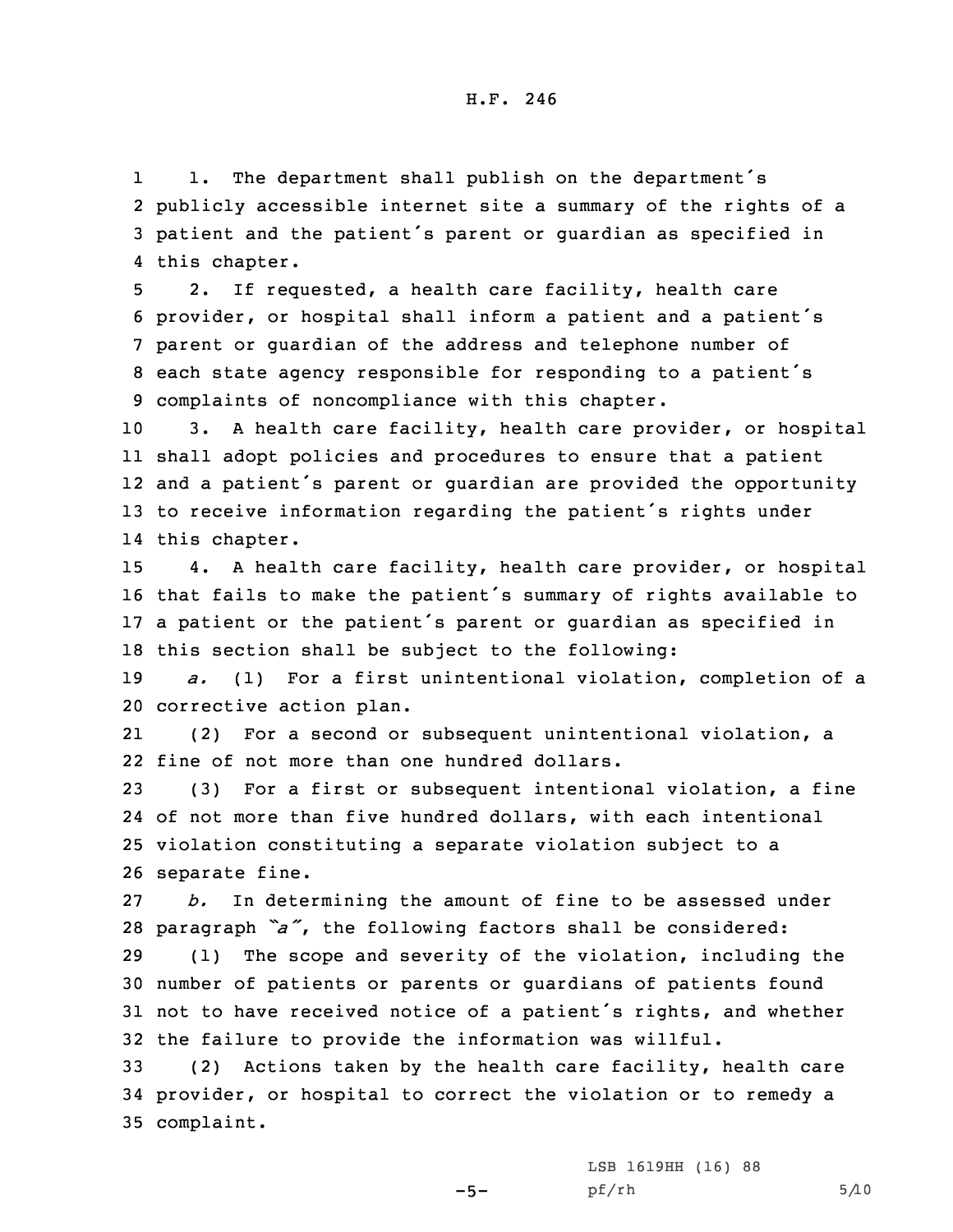1. The department shall publish on the department's publicly accessible internet site a summary of the rights of a patient and the patient's parent or guardian as specified in this chapter.

2. If requested, a health care facility, health care provider, or hospital shall inform a patient and a patient's parent or guardian of the address and telephone number of each state agency responsible for responding to a patient's complaints of noncompliance with this chapter.

3. A health care facility, health care provider, or hospital shall adopt policies and procedures to ensure that a patient and a patient's parent or guardian are provided the opportunity to receive information regarding the patient's rights under this chapter.

4. A health care facility, health care provider, or hospital that fails to make the patient's summary of rights available to a patient or the patient's parent or guardian as specified in this section shall be subject to the following:

*a.* (1) For a first unintentional violation, completion of a corrective action plan.

(2) For a second or subsequent unintentional violation, a fine of not more than one hundred dollars.

(3) For a first or subsequent intentional violation, a fine of not more than five hundred dollars, with each intentional violation constituting a separate violation subject to a separate fine.

*b.* In determining the amount of fine to be assessed under paragraph *"a"*, the following factors shall be considered:

(1) The scope and severity of the violation, including the number of patients or parents or guardians of patients found not to have received notice of a patient's rights, and whether the failure to provide the information was willful.

(2) Actions taken by the health care facility, health care provider, or hospital to correct the violation or to remedy a complaint.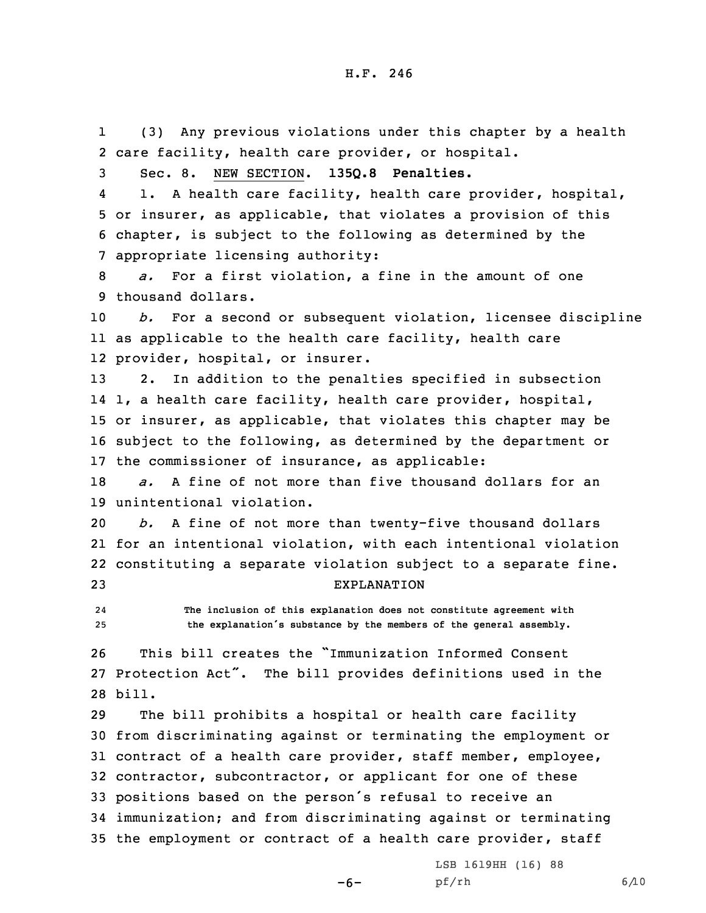(3) Any previous violations under this chapter by a health care facility, health care provider, or hospital.

Sec. 8. NEW SECTION. **135Q.8 Penalties.**

1. A health care facility, health care provider, hospital, or insurer, as applicable, that violates a provision of this chapter, is subject to the following as determined by the appropriate licensing authority:

*a.* For a first violation, a fine in the amount of one thousand dollars.

*b.* For a second or subsequent violation, licensee discipline as applicable to the health care facility, health care provider, hospital, or insurer.

2. In addition to the penalties specified in subsection 1, a health care facility, health care provider, hospital, or insurer, as applicable, that violates this chapter may be subject to the following, as determined by the department or the commissioner of insurance, as applicable:

*a.* A fine of not more than five thousand dollars for an unintentional violation.

*b.* A fine of not more than twenty-five thousand dollars for an intentional violation, with each intentional violation constituting a separate violation subject to a separate fine.

EXPLANATION

The inclusion of this explanation does not constitute agreement with the explanation's substance by the members of the general assembly.

This bill creates the "Immunization Informed Consent Protection Act". The bill provides definitions used in the bill.

The bill prohibits a hospital or health care facility from discriminating against or terminating the employment or contract of a health care provider, staff member, employee, contractor, subcontractor, or applicant for one of these positions based on the person's refusal to receive an immunization; and from discriminating against or terminating the employment or contract of a health care provider, staff

LSB 1619HH (16) 88
pf/rh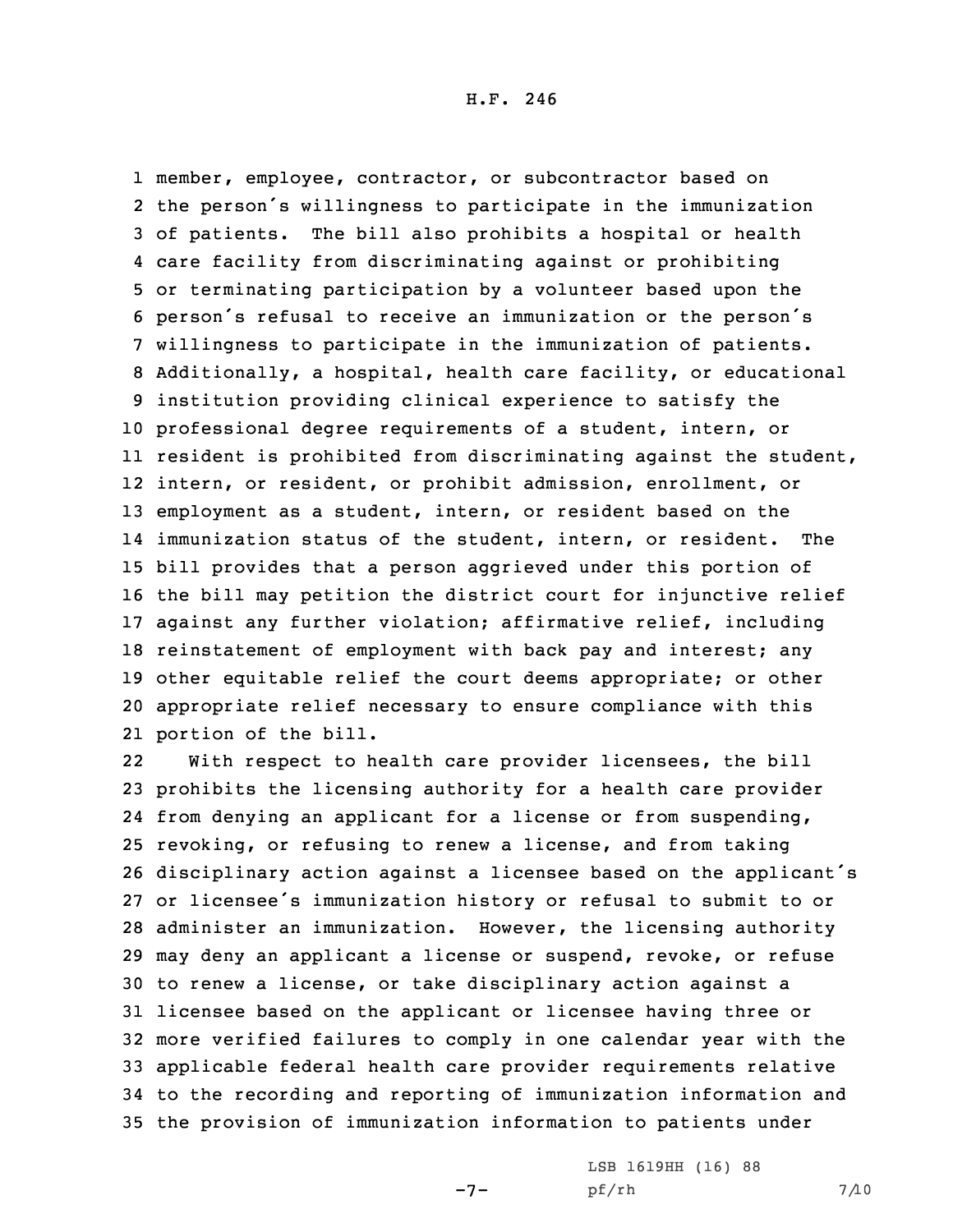member, employee, contractor, or subcontractor based on the person's willingness to participate in the immunization of patients. The bill also prohibits a hospital or health care facility from discriminating against or prohibiting or terminating participation by a volunteer based upon the person's refusal to receive an immunization or the person's willingness to participate in the immunization of patients. Additionally, a hospital, health care facility, or educational institution providing clinical experience to satisfy the professional degree requirements of a student, intern, or resident is prohibited from discriminating against the student, intern, or resident, or prohibit admission, enrollment, or employment as a student, intern, or resident based on the immunization status of the student, intern, or resident. The bill provides that a person aggrieved under this portion of the bill may petition the district court for injunctive relief against any further violation; affirmative relief, including reinstatement of employment with back pay and interest; any other equitable relief the court deems appropriate; or other appropriate relief necessary to ensure compliance with this portion of the bill.

With respect to health care provider licensees, the bill prohibits the licensing authority for a health care provider from denying an applicant for a license or from suspending, revoking, or refusing to renew a license, and from taking disciplinary action against a licensee based on the applicant's or licensee's immunization history or refusal to submit to or administer an immunization. However, the licensing authority may deny an applicant a license or suspend, revoke, or refuse to renew a license, or take disciplinary action against a licensee based on the applicant or licensee having three or more verified failures to comply in one calendar year with the applicable federal health care provider requirements relative to the recording and reporting of immunization information and the provision of immunization information to patients under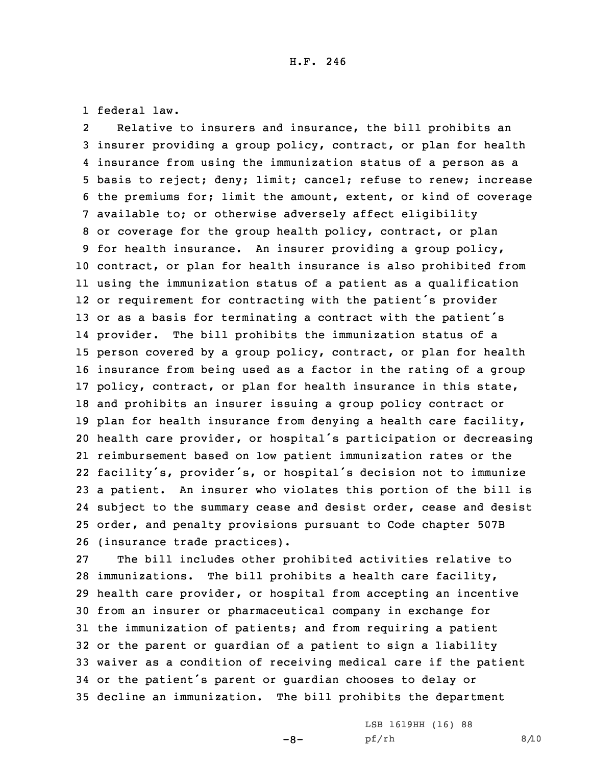federal law.

Relative to insurers and insurance, the bill prohibits an insurer providing a group policy, contract, or plan for health insurance from using the immunization status of a person as a basis to reject; deny; limit; cancel; refuse to renew; increase the premiums for; limit the amount, extent, or kind of coverage available to; or otherwise adversely affect eligibility or coverage for the group health policy, contract, or plan for health insurance. An insurer providing a group policy, contract, or plan for health insurance is also prohibited from using the immunization status of a patient as a qualification or requirement for contracting with the patient's provider or as a basis for terminating a contract with the patient's provider. The bill prohibits the immunization status of a person covered by a group policy, contract, or plan for health insurance from being used as a factor in the rating of a group policy, contract, or plan for health insurance in this state, and prohibits an insurer issuing a group policy contract or plan for health insurance from denying a health care facility, health care provider, or hospital's participation or decreasing reimbursement based on low patient immunization rates or the facility's, provider's, or hospital's decision not to immunize a patient. An insurer who violates this portion of the bill is subject to the summary cease and desist order, cease and desist order, and penalty provisions pursuant to Code chapter 507B (insurance trade practices).

The bill includes other prohibited activities relative to immunizations. The bill prohibits a health care facility, health care provider, or hospital from accepting an incentive from an insurer or pharmaceutical company in exchange for the immunization of patients; and from requiring a patient or the parent or guardian of a patient to sign a liability waiver as a condition of receiving medical care if the patient or the patient's parent or guardian chooses to delay or decline an immunization. The bill prohibits the department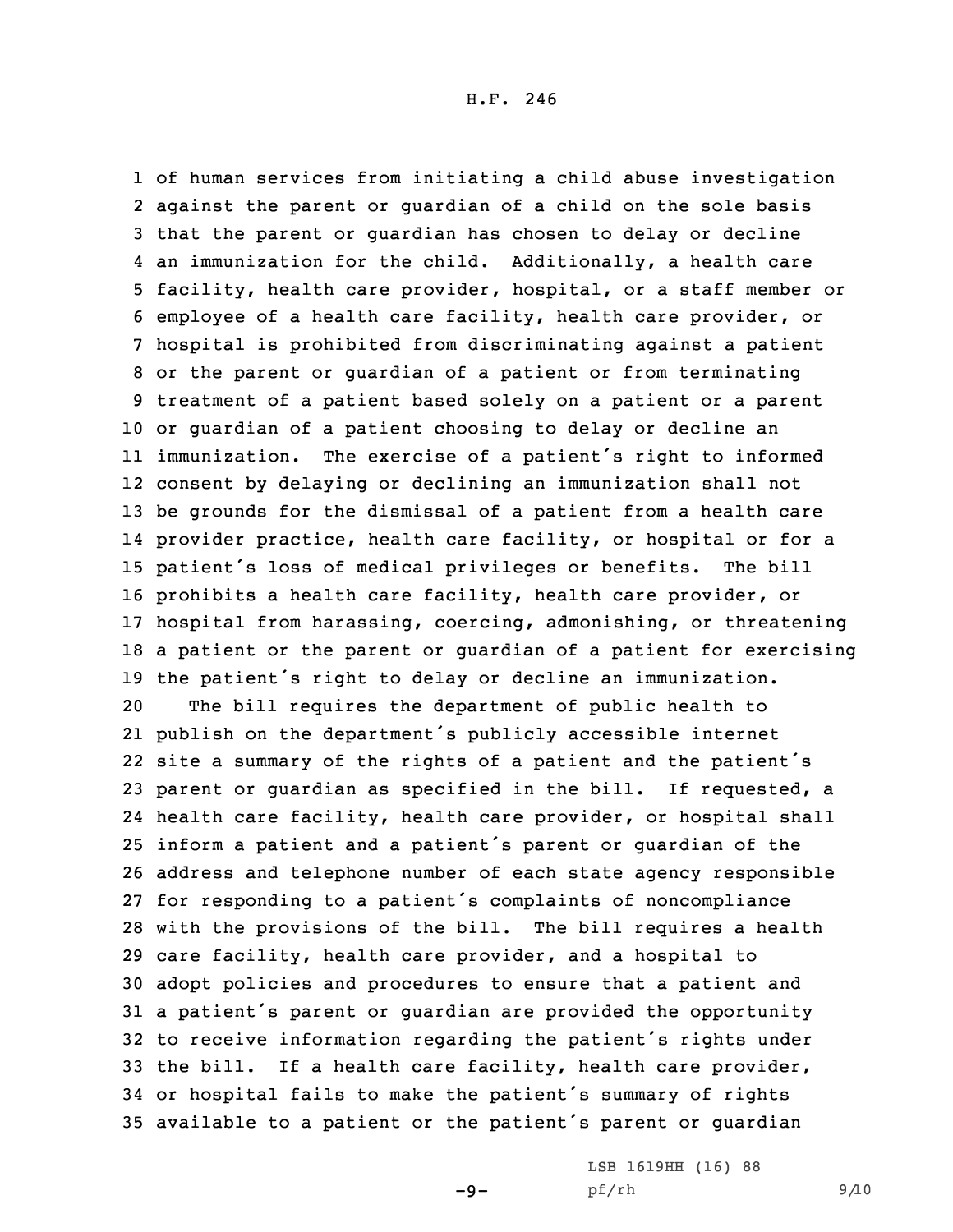of human services from initiating a child abuse investigation against the parent or guardian of a child on the sole basis that the parent or guardian has chosen to delay or decline an immunization for the child. Additionally, a health care facility, health care provider, hospital, or a staff member or employee of a health care facility, health care provider, or hospital is prohibited from discriminating against a patient or the parent or guardian of a patient or from terminating treatment of a patient based solely on a patient or a parent or guardian of a patient choosing to delay or decline an immunization. The exercise of a patient's right to informed consent by delaying or declining an immunization shall not be grounds for the dismissal of a patient from a health care provider practice, health care facility, or hospital or for a patient's loss of medical privileges or benefits. The bill prohibits a health care facility, health care provider, or hospital from harassing, coercing, admonishing, or threatening a patient or the parent or guardian of a patient for exercising the patient's right to delay or decline an immunization.

The bill requires the department of public health to publish on the department's publicly accessible internet site a summary of the rights of a patient and the patient's parent or guardian as specified in the bill. If requested, a health care facility, health care provider, or hospital shall inform a patient and a patient's parent or guardian of the address and telephone number of each state agency responsible for responding to a patient's complaints of noncompliance with the provisions of the bill. The bill requires a health care facility, health care provider, and a hospital to adopt policies and procedures to ensure that a patient and a patient's parent or guardian are provided the opportunity to receive information regarding the patient's rights under the bill. If a health care facility, health care provider, or hospital fails to make the patient's summary of rights available to a patient or the patient's parent or guardian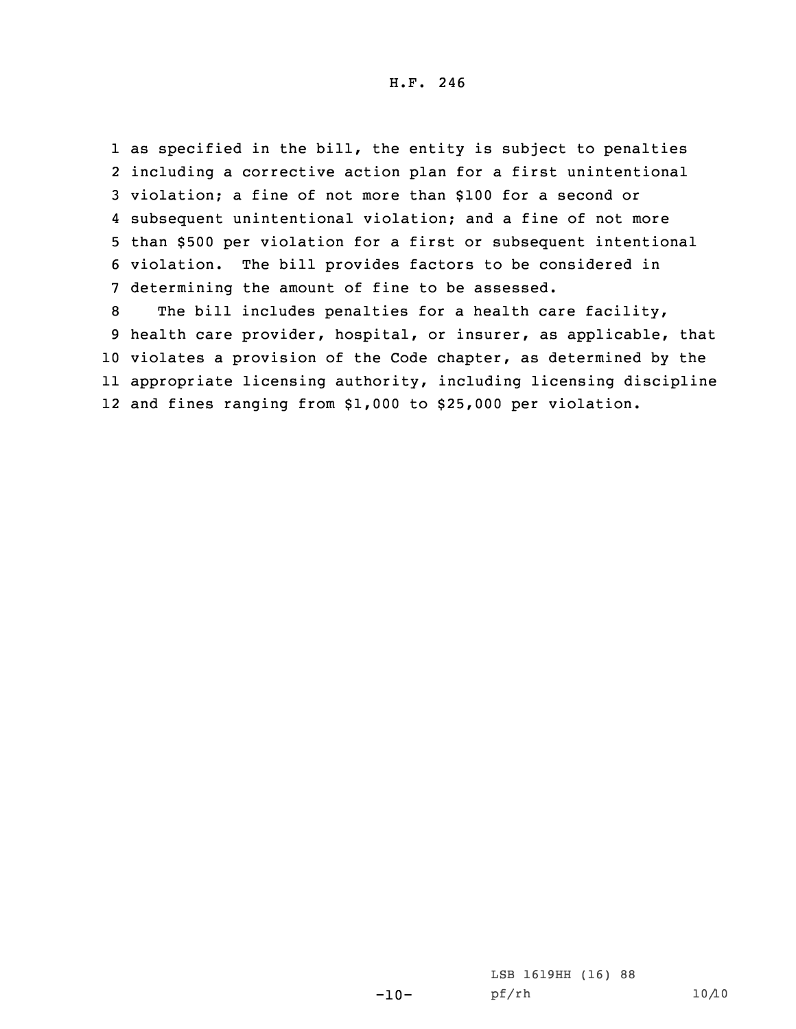as specified in the bill, the entity is subject to penalties including a corrective action plan for a first unintentional violation; a fine of not more than $100 for a second or subsequent unintentional violation; and a fine of not more than $500 per violation for a first or subsequent intentional violation. The bill provides factors to be considered in determining the amount of fine to be assessed.

The bill includes penalties for a health care facility, health care provider, hospital, or insurer, as applicable, that violates a provision of the Code chapter, as determined by the appropriate licensing authority, including licensing discipline and fines ranging from $1,000 to $25,000 per violation.